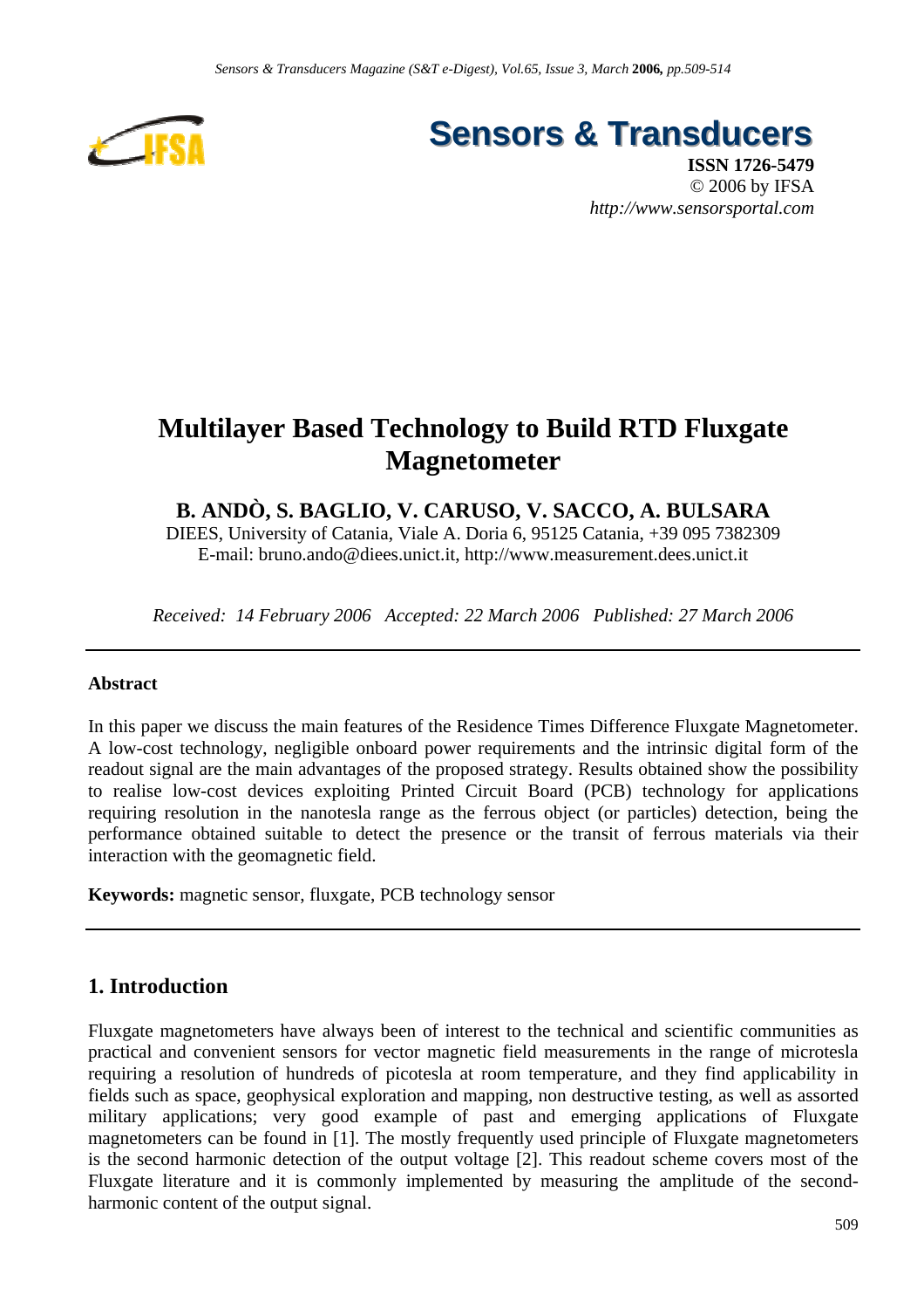# Multilayer Based Technology to Build RTD Fluxgate Magnetometer

**B. ANDÒ, S. BAGLIO, V. CARUSO, V. SACCO, A. BULSARA**

DIEES, University of Catania, Viale A. Doria 6, 95125 Catania, +39 095 7382309
E-mail: bruno.ando@diees.unict.it, http://www.measurement.dees.unict.it

*Received: 14 February 2006 Accepted: 22 March 2006 Published: 27 March 2006*

---

**Abstract**

In this paper we discuss the main features of the Residence Times Difference Fluxgate Magnetometer. A low-cost technology, negligible onboard power requirements and the intrinsic digital form of the readout signal are the main advantages of the proposed strategy. Results obtained show the possibility to realise low-cost devices exploiting Printed Circuit Board (PCB) technology for applications requiring resolution in the nanotesla range as the ferrous object (or particles) detection, being the performance obtained suitable to detect the presence or the transit of ferrous materials via their interaction with the geomagnetic field.

**Keywords:** magnetic sensor, fluxgate, PCB technology sensor

---

## 1. Introduction

Fluxgate magnetometers have always been of interest to the technical and scientific communities as practical and convenient sensors for vector magnetic field measurements in the range of microtesla requiring a resolution of hundreds of picotesla at room temperature, and they find applicability in fields such as space, geophysical exploration and mapping, non destructive testing, as well as assorted military applications; very good example of past and emerging applications of Fluxgate magnetometers can be found in [1]. The mostly frequently used principle of Fluxgate magnetometers is the second harmonic detection of the output voltage [2]. This readout scheme covers most of the Fluxgate literature and it is commonly implemented by measuring the amplitude of the second-harmonic content of the output signal.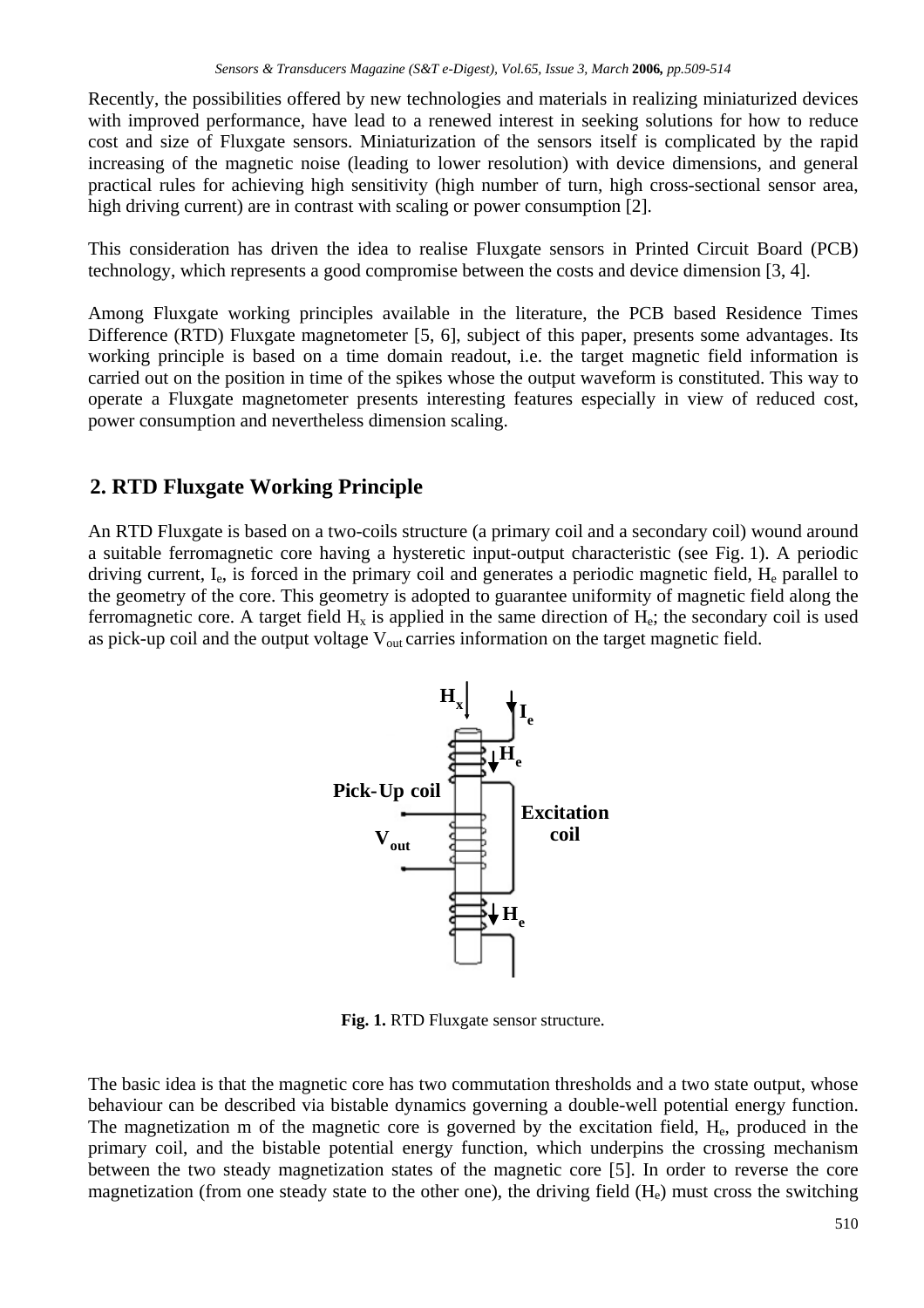Recently, the possibilities offered by new technologies and materials in realizing miniaturized devices with improved performance, have lead to a renewed interest in seeking solutions for how to reduce cost and size of Fluxgate sensors. Miniaturization of the sensors itself is complicated by the rapid increasing of the magnetic noise (leading to lower resolution) with device dimensions, and general practical rules for achieving high sensitivity (high number of turn, high cross-sectional sensor area, high driving current) are in contrast with scaling or power consumption [2].

This consideration has driven the idea to realise Fluxgate sensors in Printed Circuit Board (PCB) technology, which represents a good compromise between the costs and device dimension [3, 4].

Among Fluxgate working principles available in the literature, the PCB based Residence Times Difference (RTD) Fluxgate magnetometer [5, 6], subject of this paper, presents some advantages. Its working principle is based on a time domain readout, i.e. the target magnetic field information is carried out on the position in time of the spikes whose the output waveform is constituted. This way to operate a Fluxgate magnetometer presents interesting features especially in view of reduced cost, power consumption and nevertheless dimension scaling.

## 2. RTD Fluxgate Working Principle

An RTD Fluxgate is based on a two-coils structure (a primary coil and a secondary coil) wound around a suitable ferromagnetic core having a hysteretic input-output characteristic (see Fig. 1). A periodic driving current, $I_e$, is forced in the primary coil and generates a periodic magnetic field, $H_e$ parallel to the geometry of the core. This geometry is adopted to guarantee uniformity of magnetic field along the ferromagnetic core. A target field $H_x$ is applied in the same direction of $H_e$; the secondary coil is used as pick-up coil and the output voltage $V_{out}$ carries information on the target magnetic field.

**Fig. 1.** RTD Fluxgate sensor structure.

The basic idea is that the magnetic core has two commutation thresholds and a two state output, whose behaviour can be described via bistable dynamics governing a double-well potential energy function. The magnetization m of the magnetic core is governed by the excitation field, $H_e$, produced in the primary coil, and the bistable potential energy function, which underpins the crossing mechanism between the two steady magnetization states of the magnetic core [5]. In order to reverse the core magnetization (from one steady state to the other one), the driving field ($H_e$) must cross the switching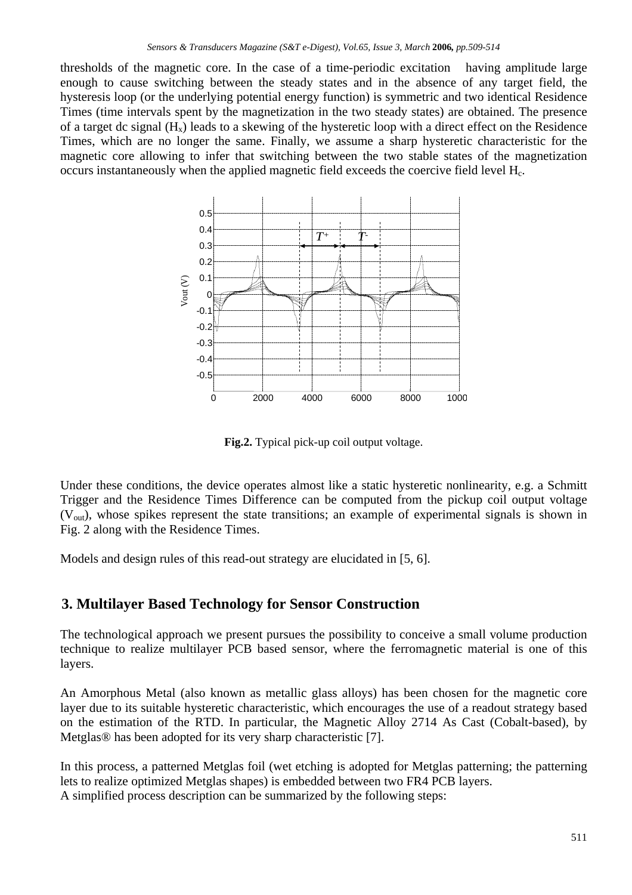thresholds of the magnetic core. In the case of a time-periodic excitation having amplitude large enough to cause switching between the steady states and in the absence of any target field, the hysteresis loop (or the underlying potential energy function) is symmetric and two identical Residence Times (time intervals spent by the magnetization in the two steady states) are obtained. The presence of a target dc signal ($H_x$) leads to a skewing of the hysteretic loop with a direct effect on the Residence Times, which are no longer the same. Finally, we assume a sharp hysteretic characteristic for the magnetic core allowing to infer that switching between the two stable states of the magnetization occurs instantaneously when the applied magnetic field exceeds the coercive field level $H_c$.

**Fig.2.** Typical pick-up coil output voltage.

Under these conditions, the device operates almost like a static hysteretic nonlinearity, e.g. a Schmitt Trigger and the Residence Times Difference can be computed from the pickup coil output voltage ($V_{out}$), whose spikes represent the state transitions; an example of experimental signals is shown in Fig. 2 along with the Residence Times.

Models and design rules of this read-out strategy are elucidated in [5, 6].

## 3. Multilayer Based Technology for Sensor Construction

The technological approach we present pursues the possibility to conceive a small volume production technique to realize multilayer PCB based sensor, where the ferromagnetic material is one of this layers.

An Amorphous Metal (also known as metallic glass alloys) has been chosen for the magnetic core layer due to its suitable hysteretic characteristic, which encourages the use of a readout strategy based on the estimation of the RTD. In particular, the Magnetic Alloy 2714 As Cast (Cobalt-based), by Metglas® has been adopted for its very sharp characteristic [7].

In this process, a patterned Metglas foil (wet etching is adopted for Metglas patterning; the patterning lets to realize optimized Metglas shapes) is embedded between two FR4 PCB layers.
A simplified process description can be summarized by the following steps: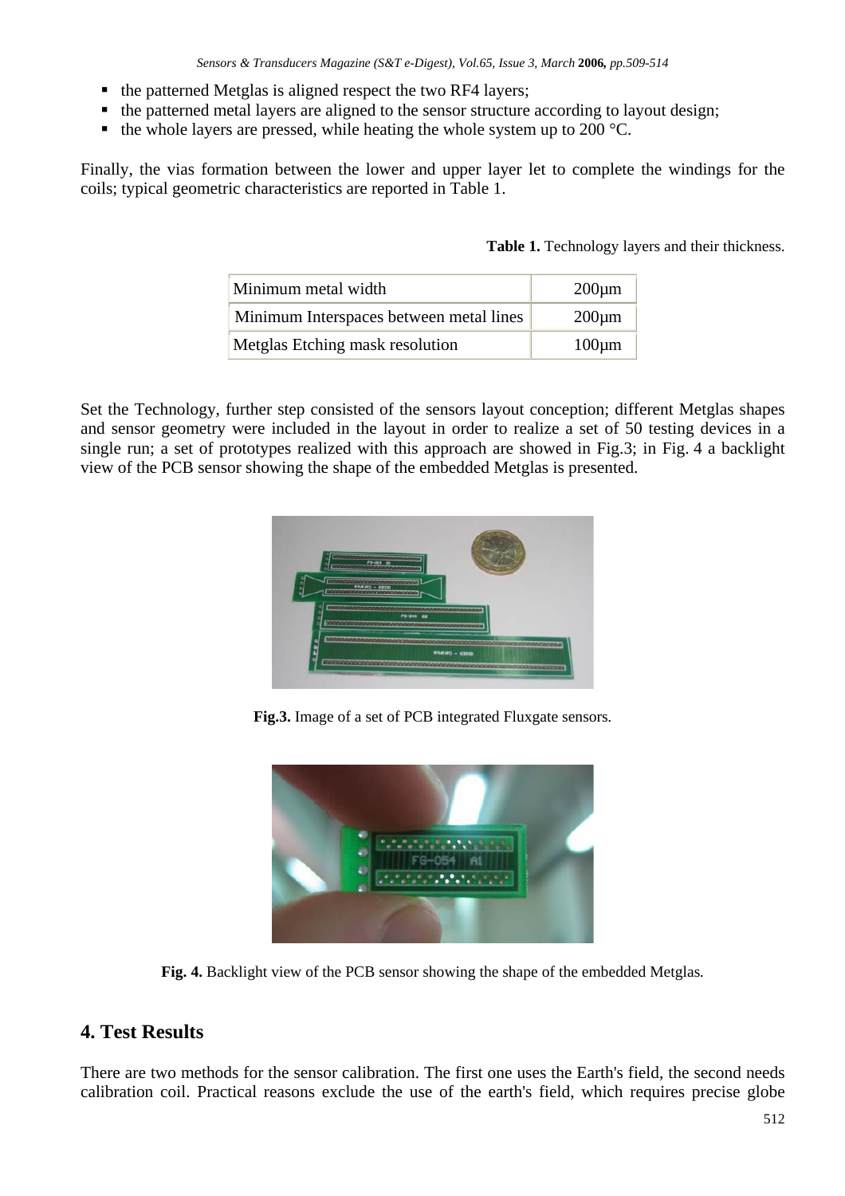- the patterned Metglas is aligned respect the two RF4 layers;
- the patterned metal layers are aligned to the sensor structure according to layout design;
- the whole layers are pressed, while heating the whole system up to 200 °C.

Finally, the vias formation between the lower and upper layer let to complete the windings for the coils; typical geometric characteristics are reported in Table 1.

**Table 1.** Technology layers and their thickness.

| | |
|---|---|
| Minimum metal width | 200µm |
| Minimum Interspaces between metal lines | 200µm |
| Metglas Etching mask resolution | 100µm |

Set the Technology, further step consisted of the sensors layout conception; different Metglas shapes and sensor geometry were included in the layout in order to realize a set of 50 testing devices in a single run; a set of prototypes realized with this approach are showed in Fig.3; in Fig. 4 a backlight view of the PCB sensor showing the shape of the embedded Metglas is presented.

**Fig.3.** Image of a set of PCB integrated Fluxgate sensors.

**Fig. 4.** Backlight view of the PCB sensor showing the shape of the embedded Metglas.

## 4. Test Results

There are two methods for the sensor calibration. The first one uses the Earth's field, the second needs calibration coil. Practical reasons exclude the use of the earth's field, which requires precise globe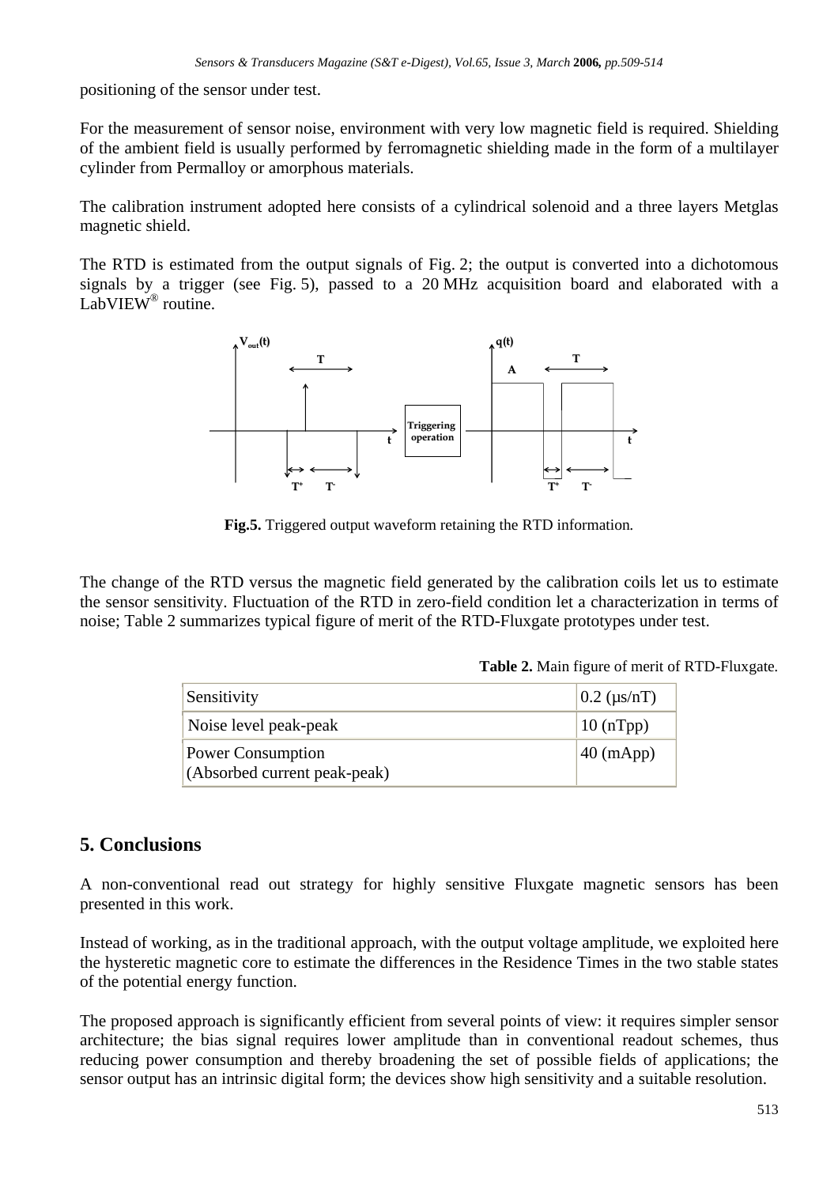positioning of the sensor under test.

For the measurement of sensor noise, environment with very low magnetic field is required. Shielding of the ambient field is usually performed by ferromagnetic shielding made in the form of a multilayer cylinder from Permalloy or amorphous materials.

The calibration instrument adopted here consists of a cylindrical solenoid and a three layers Metglas magnetic shield.

The RTD is estimated from the output signals of Fig. 2; the output is converted into a dichotomous signals by a trigger (see Fig. 5), passed to a 20 MHz acquisition board and elaborated with a LabVIEW® routine.

**Fig.5.** Triggered output waveform retaining the RTD information.

The change of the RTD versus the magnetic field generated by the calibration coils let us to estimate the sensor sensitivity. Fluctuation of the RTD in zero-field condition let a characterization in terms of noise; Table 2 summarizes typical figure of merit of the RTD-Fluxgate prototypes under test.

**Table 2.** Main figure of merit of RTD-Fluxgate.

| | |
|---|---|
| Sensitivity | 0.2 (μs/nT) |
| Noise level peak-peak | 10 (nTpp) |
| Power Consumption (Absorbed current peak-peak) | 40 (mApp) |

## 5. Conclusions

A non-conventional read out strategy for highly sensitive Fluxgate magnetic sensors has been presented in this work.

Instead of working, as in the traditional approach, with the output voltage amplitude, we exploited here the hysteretic magnetic core to estimate the differences in the Residence Times in the two stable states of the potential energy function.

The proposed approach is significantly efficient from several points of view: it requires simpler sensor architecture; the bias signal requires lower amplitude than in conventional readout schemes, thus reducing power consumption and thereby broadening the set of possible fields of applications; the sensor output has an intrinsic digital form; the devices show high sensitivity and a suitable resolution.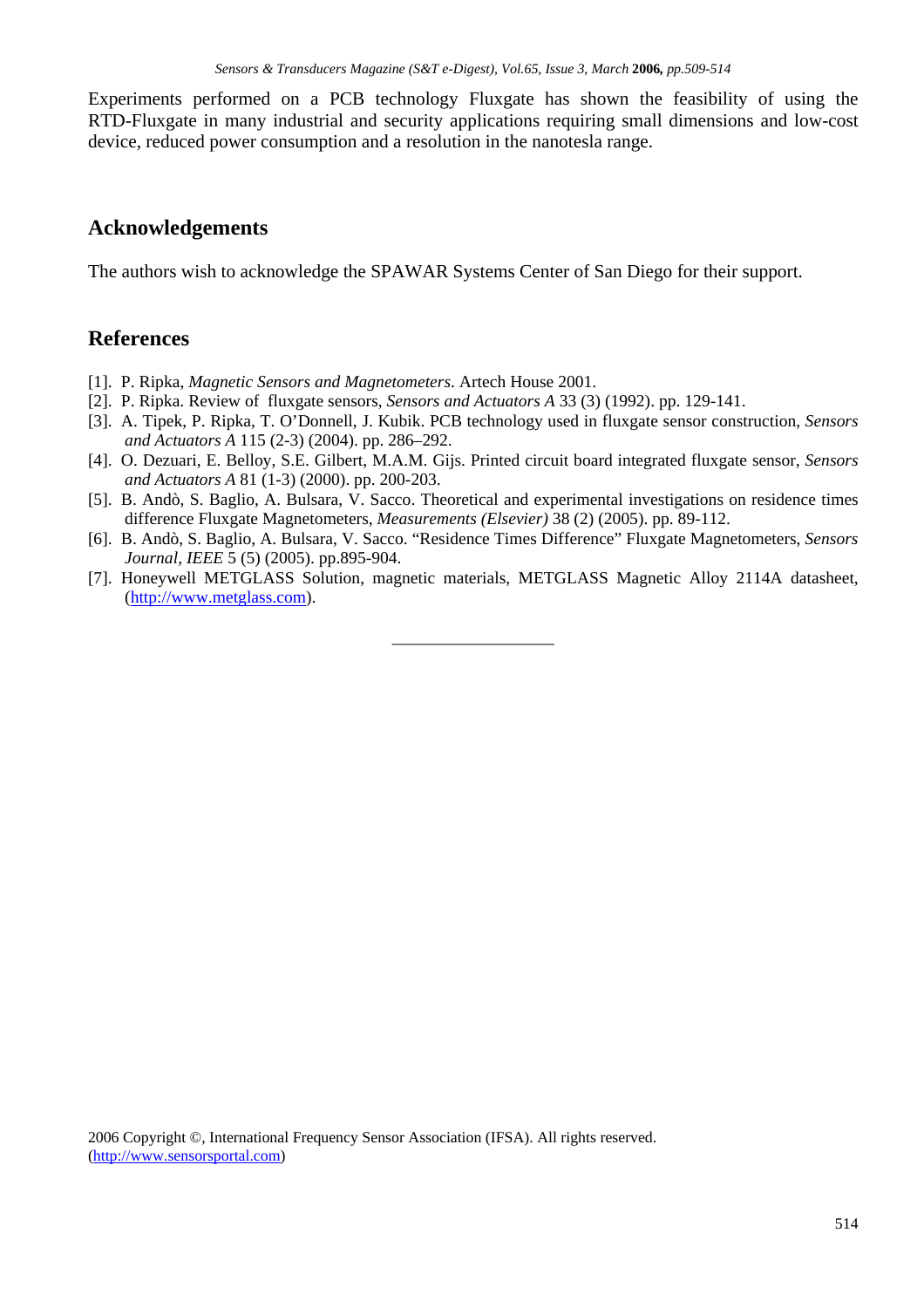Experiments performed on a PCB technology Fluxgate has shown the feasibility of using the RTD-Fluxgate in many industrial and security applications requiring small dimensions and low-cost device, reduced power consumption and a resolution in the nanotesla range.

## Acknowledgements

The authors wish to acknowledge the SPAWAR Systems Center of San Diego for their support.

## References

[1]. P. Ripka, *Magnetic Sensors and Magnetometers*. Artech House 2001.

[2]. P. Ripka. Review of fluxgate sensors, *Sensors and Actuators A* 33 (3) (1992). pp. 129-141.

[3]. A. Tipek, P. Ripka, T. O'Donnell, J. Kubik. PCB technology used in fluxgate sensor construction, *Sensors and Actuators A* 115 (2-3) (2004). pp. 286–292.

[4]. O. Dezuari, E. Belloy, S.E. Gilbert, M.A.M. Gijs. Printed circuit board integrated fluxgate sensor, *Sensors and Actuators A* 81 (1-3) (2000). pp. 200-203.

[5]. B. Andò, S. Baglio, A. Bulsara, V. Sacco. Theoretical and experimental investigations on residence times difference Fluxgate Magnetometers, *Measurements (Elsevier)* 38 (2) (2005). pp. 89-112.

[6]. B. Andò, S. Baglio, A. Bulsara, V. Sacco. "Residence Times Difference" Fluxgate Magnetometers, *Sensors Journal, IEEE* 5 (5) (2005). pp.895-904.

[7]. Honeywell METGLASS Solution, magnetic materials, METGLASS Magnetic Alloy 2114A datasheet, (http://www.metglass.com).

2006 Copyright ©, International Frequency Sensor Association (IFSA). All rights reserved. (http://www.sensorsportal.com)